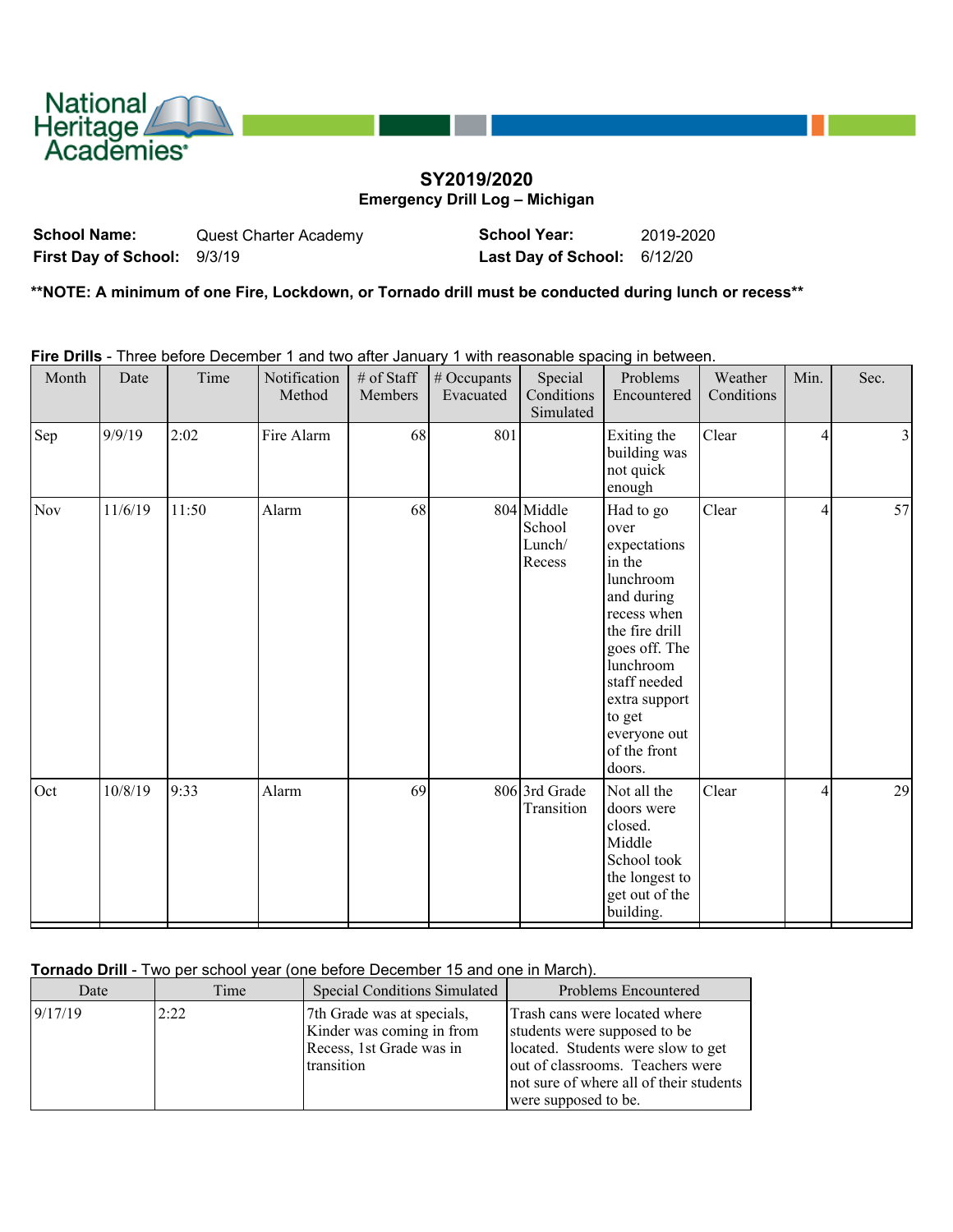National Heritage Academies

# SY2019/2020

## Emergency Drill Log – Michigan

**School Name:** Quest Charter Academy  **School Year:** 2019-2020

**First Day of School:** 9/3/19  **Last Day of School:** 6/12/20

**\*\*NOTE: A minimum of one Fire, Lockdown, or Tornado drill must be conducted during lunch or recess\*\***

**Fire Drills** - Three before December 1 and two after January 1 with reasonable spacing in between.

| Month | Date | Time | Notification Method | # of Staff Members | # Occupants Evacuated | Special Conditions Simulated | Problems Encountered | Weather Conditions | Min. | Sec. |
|---|---|---|---|---|---|---|---|---|---|---|
| Sep | 9/9/19 | 2:02 | Fire Alarm | 68 | 801 | | Exiting the building was not quick enough | Clear | 4 | 3 |
| Nov | 11/6/19 | 11:50 | Alarm | 68 | 804 | Middle School Lunch/ Recess | Had to go over expectations in the lunchroom and during recess when the fire drill goes off. The lunchroom staff needed extra support to get everyone out of the front doors. | Clear | 4 | 57 |
| Oct | 10/8/19 | 9:33 | Alarm | 69 | 806 | 3rd Grade Transition | Not all the doors were closed. Middle School took the longest to get out of the building. | Clear | 4 | 29 |

**Tornado Drill** - Two per school year (one before December 15 and one in March).

| Date | Time | Special Conditions Simulated | Problems Encountered |
|---|---|---|---|
| 9/17/19 | 2:22 | 7th Grade was at specials, Kinder was coming in from Recess, 1st Grade was in transition | Trash cans were located where students were supposed to be located. Students were slow to get out of classrooms. Teachers were not sure of where all of their students were supposed to be. |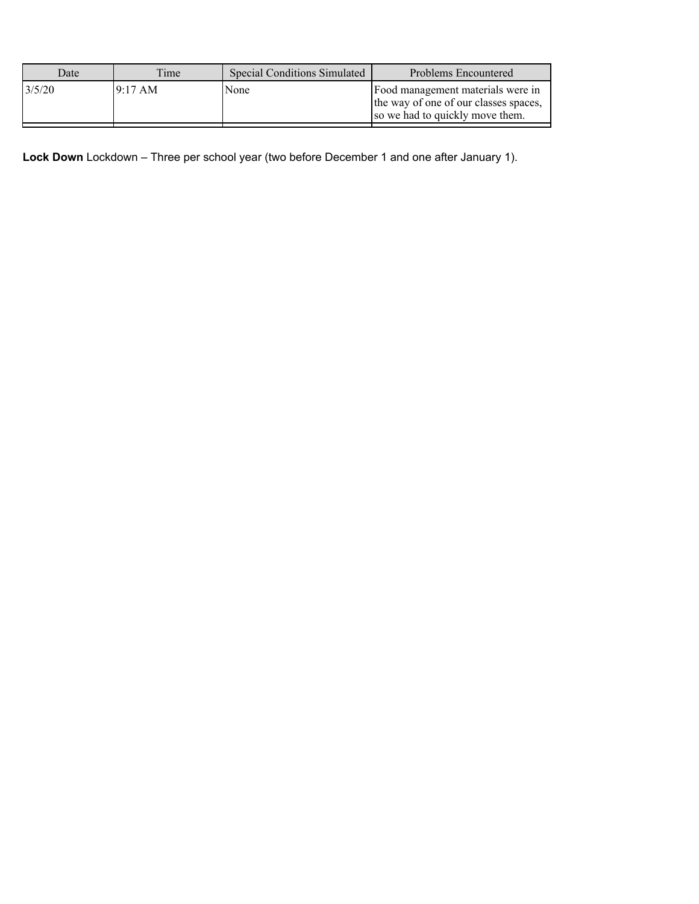| Date | Time | Special Conditions Simulated | Problems Encountered |
| --- | --- | --- | --- |
| 3/5/20 | 9:17 AM | None | Food management materials were in the way of one of our classes spaces, so we had to quickly move them. |
| | | | |

**Lock Down** Lockdown – Three per school year (two before December 1 and one after January 1).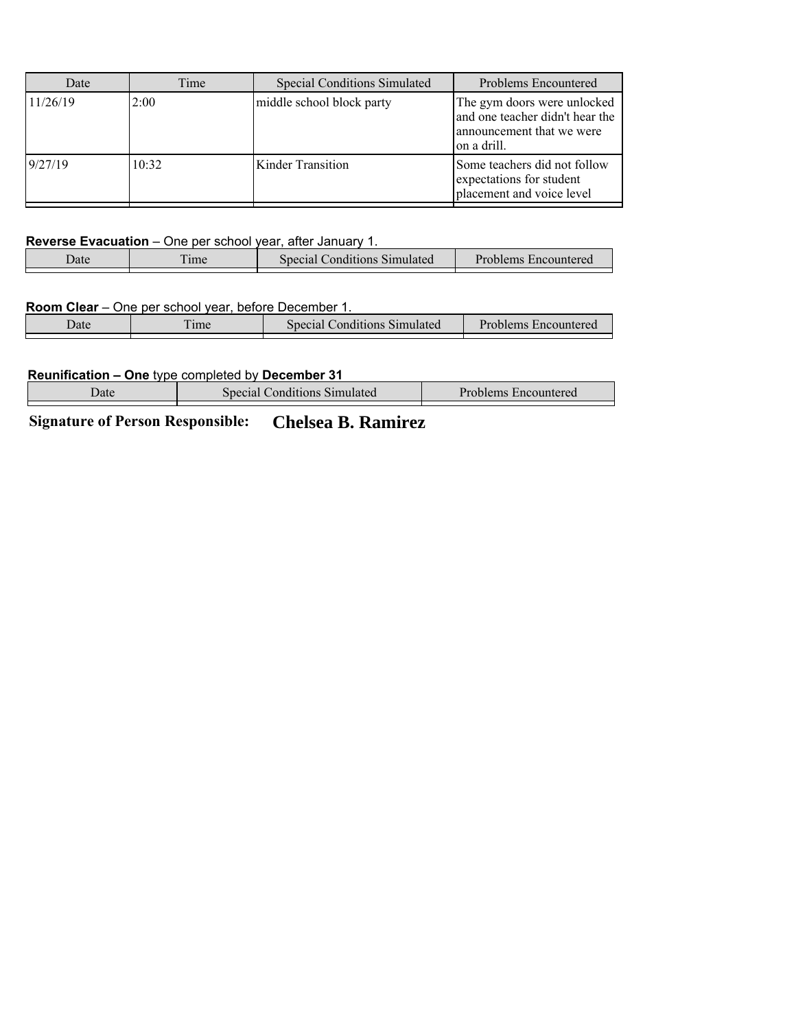| Date | Time | Special Conditions Simulated | Problems Encountered |
|---|---|---|---|
| 11/26/19 | 2:00 | middle school block party | The gym doors were unlocked and one teacher didn't hear the announcement that we were on a drill. |
| 9/27/19 | 10:32 | Kinder Transition | Some teachers did not follow expectations for student placement and voice level |
| | | | |

**Reverse Evacuation** – One per school year, after January 1.

| Date | Time | Special Conditions Simulated | Problems Encountered |
|---|---|---|---|
| | | | |

**Room Clear** – One per school year, before December 1.

| Date | Time | Special Conditions Simulated | Problems Encountered |
|---|---|---|---|
| | | | |

**Reunification – One** type completed by **December 31**

| Date | Special Conditions Simulated | Problems Encountered |
|---|---|---|
| | | |

**Signature of Person Responsible:** **Chelsea B. Ramirez**